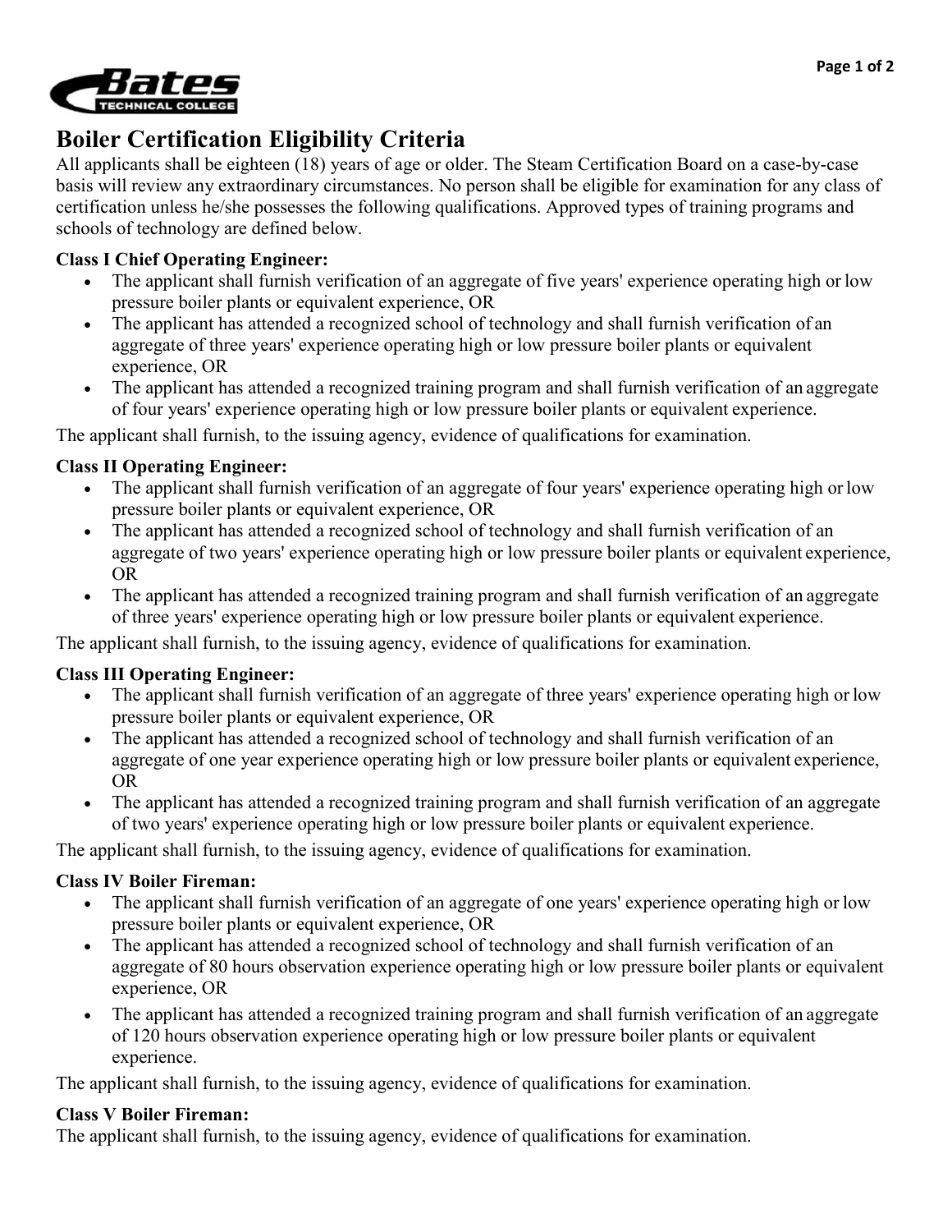# Boiler Certification Eligibility Criteria

All applicants shall be eighteen (18) years of age or older. The Steam Certification Board on a case-by-case basis will review any extraordinary circumstances. No person shall be eligible for examination for any class of certification unless he/she possesses the following qualifications. Approved types of training programs and schools of technology are defined below.

**Class I Chief Operating Engineer:**

- The applicant shall furnish verification of an aggregate of five years' experience operating high or low pressure boiler plants or equivalent experience, OR
- The applicant has attended a recognized school of technology and shall furnish verification of an aggregate of three years' experience operating high or low pressure boiler plants or equivalent experience, OR
- The applicant has attended a recognized training program and shall furnish verification of an aggregate of four years' experience operating high or low pressure boiler plants or equivalent experience.

The applicant shall furnish, to the issuing agency, evidence of qualifications for examination.

**Class II Operating Engineer:**

- The applicant shall furnish verification of an aggregate of four years' experience operating high or low pressure boiler plants or equivalent experience, OR
- The applicant has attended a recognized school of technology and shall furnish verification of an aggregate of two years' experience operating high or low pressure boiler plants or equivalent experience, OR
- The applicant has attended a recognized training program and shall furnish verification of an aggregate of three years' experience operating high or low pressure boiler plants or equivalent experience.

The applicant shall furnish, to the issuing agency, evidence of qualifications for examination.

**Class III Operating Engineer:**

- The applicant shall furnish verification of an aggregate of three years' experience operating high or low pressure boiler plants or equivalent experience, OR
- The applicant has attended a recognized school of technology and shall furnish verification of an aggregate of one year experience operating high or low pressure boiler plants or equivalent experience, OR
- The applicant has attended a recognized training program and shall furnish verification of an aggregate of two years' experience operating high or low pressure boiler plants or equivalent experience.

The applicant shall furnish, to the issuing agency, evidence of qualifications for examination.

**Class IV Boiler Fireman:**

- The applicant shall furnish verification of an aggregate of one years' experience operating high or low pressure boiler plants or equivalent experience, OR
- The applicant has attended a recognized school of technology and shall furnish verification of an aggregate of 80 hours observation experience operating high or low pressure boiler plants or equivalent experience, OR
- The applicant has attended a recognized training program and shall furnish verification of an aggregate of 120 hours observation experience operating high or low pressure boiler plants or equivalent experience.

The applicant shall furnish, to the issuing agency, evidence of qualifications for examination.

**Class V Boiler Fireman:**

The applicant shall furnish, to the issuing agency, evidence of qualifications for examination.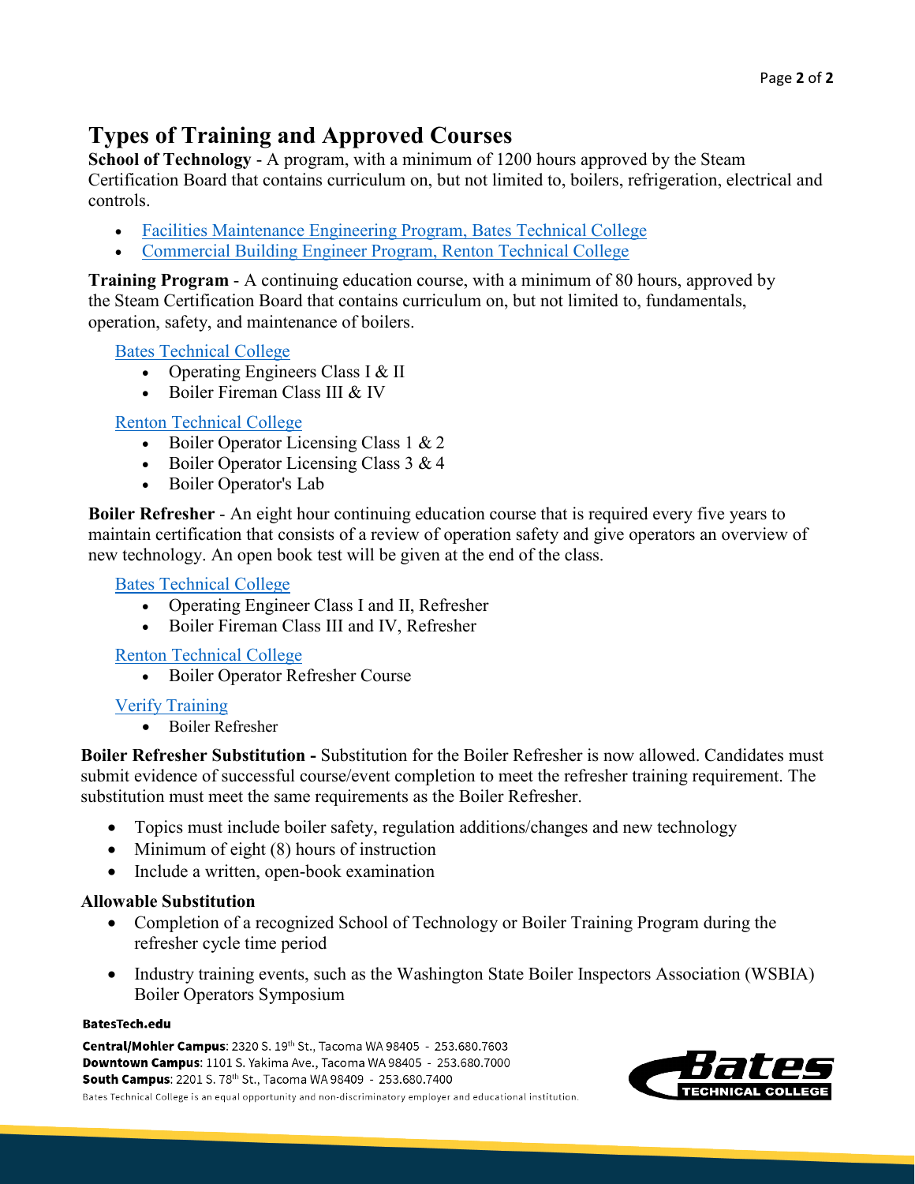# Types of Training and Approved Courses

**School of Technology** - A program, with a minimum of 1200 hours approved by the Steam Certification Board that contains curriculum on, but not limited to, boilers, refrigeration, electrical and controls.

- Facilities Maintenance Engineering Program, Bates Technical College
- Commercial Building Engineer Program, Renton Technical College

**Training Program** - A continuing education course, with a minimum of 80 hours, approved by the Steam Certification Board that contains curriculum on, but not limited to, fundamentals, operation, safety, and maintenance of boilers.

Bates Technical College

- Operating Engineers Class I & II
- Boiler Fireman Class III & IV

Renton Technical College

- Boiler Operator Licensing Class 1 & 2
- Boiler Operator Licensing Class 3 & 4
- Boiler Operator's Lab

**Boiler Refresher** - An eight hour continuing education course that is required every five years to maintain certification that consists of a review of operation safety and give operators an overview of new technology. An open book test will be given at the end of the class.

Bates Technical College

- Operating Engineer Class I and II, Refresher
- Boiler Fireman Class III and IV, Refresher

Renton Technical College

- Boiler Operator Refresher Course

Verify Training

- Boiler Refresher

**Boiler Refresher Substitution -** Substitution for the Boiler Refresher is now allowed. Candidates must submit evidence of successful course/event completion to meet the refresher training requirement. The substitution must meet the same requirements as the Boiler Refresher.

- Topics must include boiler safety, regulation additions/changes and new technology
- Minimum of eight (8) hours of instruction
- Include a written, open-book examination

**Allowable Substitution**

- Completion of a recognized School of Technology or Boiler Training Program during the refresher cycle time period
- Industry training events, such as the Washington State Boiler Inspectors Association (WSBIA) Boiler Operators Symposium

**BatesTech.edu**

**Central/Mohler Campus**: 2320 S. 19th St., Tacoma WA 98405 - 253.680.7603
**Downtown Campus**: 1101 S. Yakima Ave., Tacoma WA 98405 - 253.680.7000
**South Campus**: 2201 S. 78th St., Tacoma WA 98409 - 253.680.7400

Bates Technical College is an equal opportunity and non-discriminatory employer and educational institution.